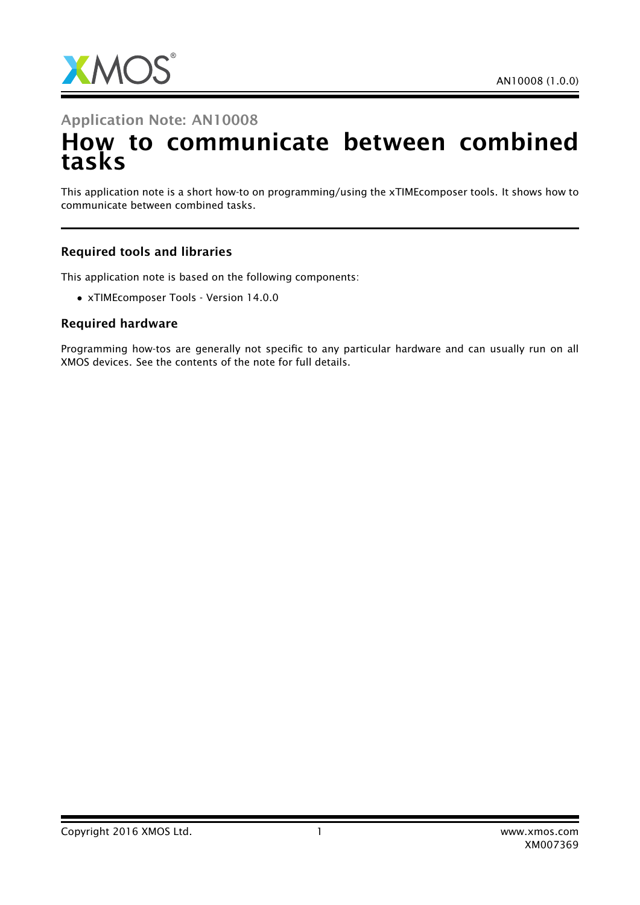AN10008 (1.0.0)

Application Note: AN10008

# How to communicate between combined tasks

This application note is a short how-to on programming/using the xTIMEcomposer tools. It shows how to communicate between combined tasks.

### Required tools and libraries

This application note is based on the following components:

- xTIMEcomposer Tools - Version 14.0.0

### Required hardware

Programming how-tos are generally not specific to any particular hardware and can usually run on all XMOS devices. See the contents of the note for full details.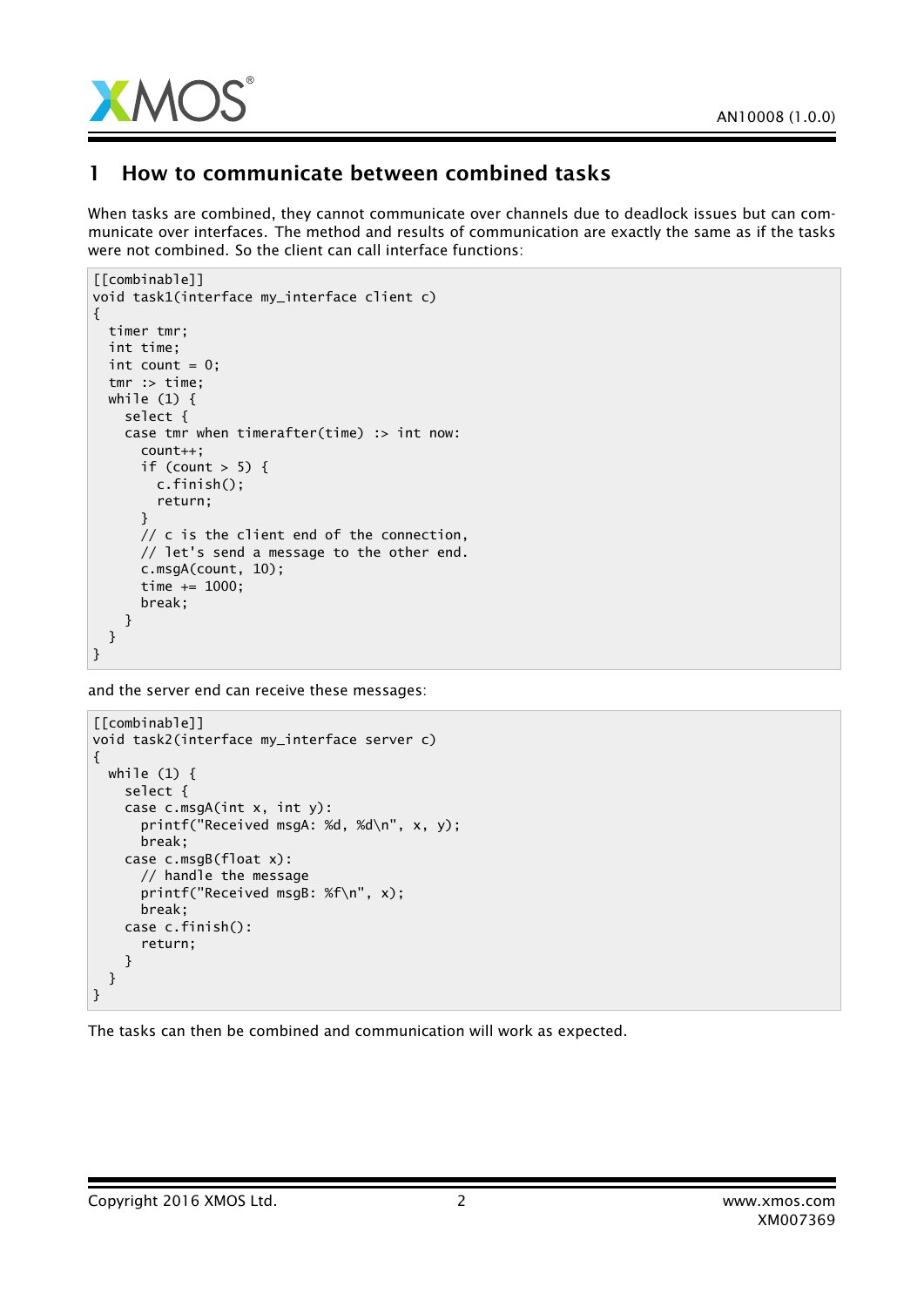# 1 How to communicate between combined tasks

When tasks are combined, they cannot communicate over channels due to deadlock issues but can communicate over interfaces. The method and results of communication are exactly the same as if the tasks were not combined. So the client can call interface functions:

```
[[combinable]]
void task1(interface my_interface client c)
{
  timer tmr;
  int time;
  int count = 0;
  tmr :> time;
  while (1) {
    select {
    case tmr when timerafter(time) :> int now:
      count++;
      if (count > 5) {
        c.finish();
        return;
      }
      // c is the client end of the connection,
      // let's send a message to the other end.
      c.msgA(count, 10);
      time += 1000;
      break;
    }
  }
}
```

and the server end can receive these messages:

```
[[combinable]]
void task2(interface my_interface server c)
{
  while (1) {
    select {
    case c.msgA(int x, int y):
      printf("Received msgA: %d, %d\n", x, y);
      break;
    case c.msgB(float x):
      // handle the message
      printf("Received msgB: %f\n", x);
      break;
    case c.finish():
      return;
    }
  }
}
```

The tasks can then be combined and communication will work as expected.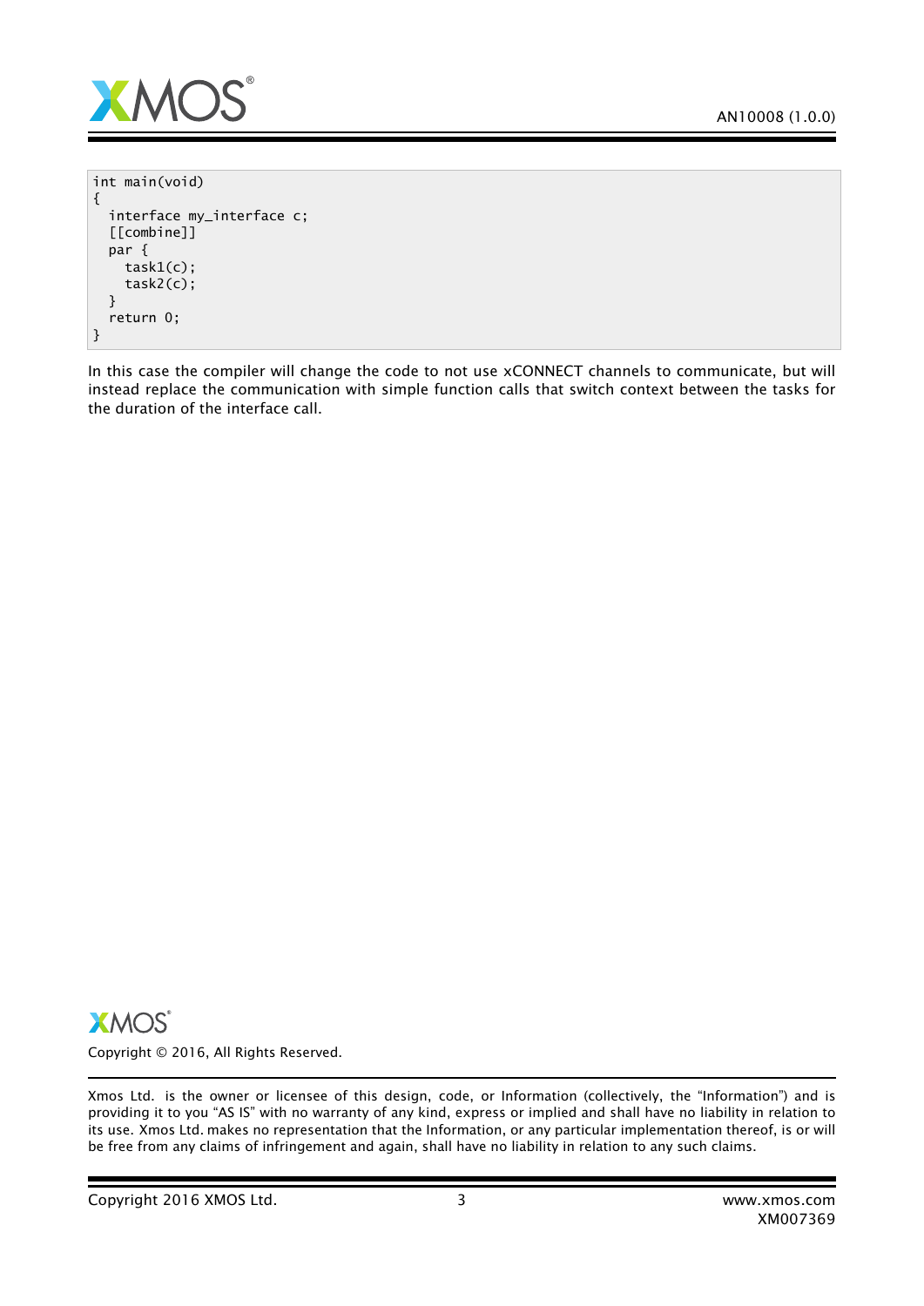```
int main(void)
{
  interface my_interface c;
  [[combine]]
  par {
    task1(c);
    task2(c);
  }
  return 0;
}
```

In this case the compiler will change the code to not use xCONNECT channels to communicate, but will instead replace the communication with simple function calls that switch context between the tasks for the duration of the interface call.

Copyright © 2016, All Rights Reserved.

Xmos Ltd. is the owner or licensee of this design, code, or Information (collectively, the "Information") and is providing it to you "AS IS" with no warranty of any kind, express or implied and shall have no liability in relation to its use. Xmos Ltd. makes no representation that the Information, or any particular implementation thereof, is or will be free from any claims of infringement and again, shall have no liability in relation to any such claims.